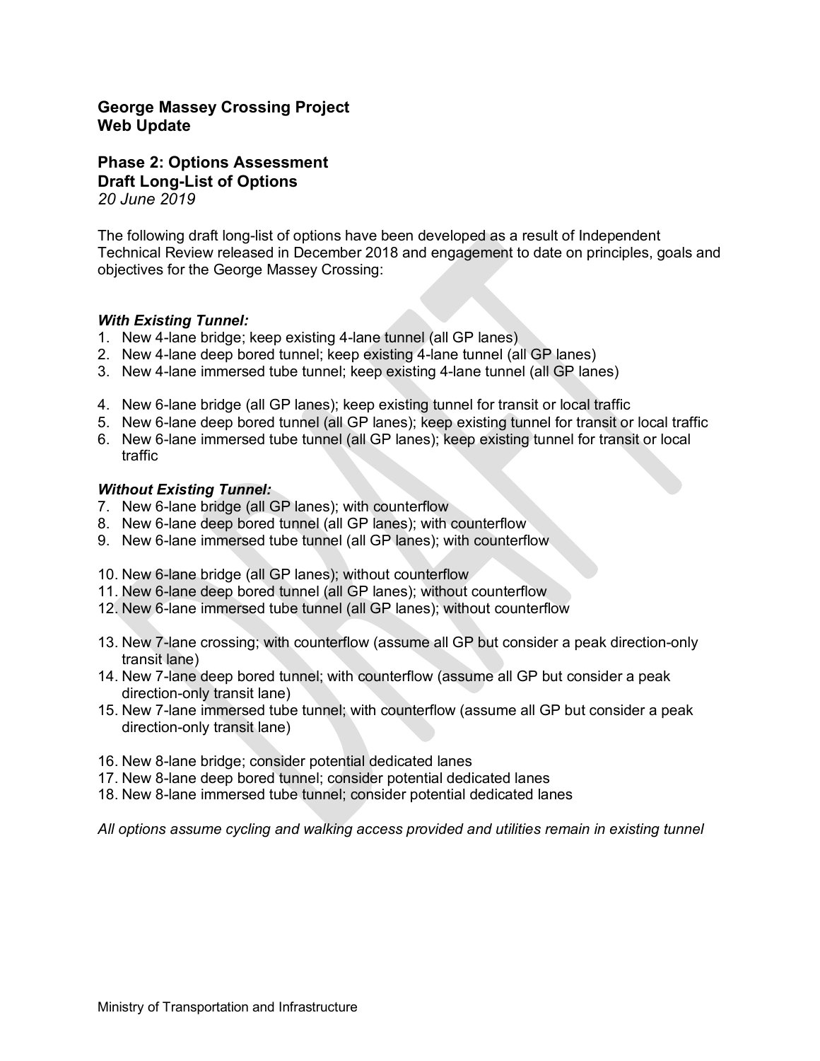## George Massey Crossing Project
## Web Update

### Phase 2: Options Assessment
### Draft Long-List of Options

*20 June 2019*

The following draft long-list of options have been developed as a result of Independent Technical Review released in December 2018 and engagement to date on principles, goals and objectives for the George Massey Crossing:

***With Existing Tunnel:***

1. New 4-lane bridge; keep existing 4-lane tunnel (all GP lanes)
2. New 4-lane deep bored tunnel; keep existing 4-lane tunnel (all GP lanes)
3. New 4-lane immersed tube tunnel; keep existing 4-lane tunnel (all GP lanes)

4. New 6-lane bridge (all GP lanes); keep existing tunnel for transit or local traffic
5. New 6-lane deep bored tunnel (all GP lanes); keep existing tunnel for transit or local traffic
6. New 6-lane immersed tube tunnel (all GP lanes); keep existing tunnel for transit or local traffic

***Without Existing Tunnel:***

7. New 6-lane bridge (all GP lanes); with counterflow
8. New 6-lane deep bored tunnel (all GP lanes); with counterflow
9. New 6-lane immersed tube tunnel (all GP lanes); with counterflow

10. New 6-lane bridge (all GP lanes); without counterflow
11. New 6-lane deep bored tunnel (all GP lanes); without counterflow
12. New 6-lane immersed tube tunnel (all GP lanes); without counterflow

13. New 7-lane crossing; with counterflow (assume all GP but consider a peak direction-only transit lane)
14. New 7-lane deep bored tunnel; with counterflow (assume all GP but consider a peak direction-only transit lane)
15. New 7-lane immersed tube tunnel; with counterflow (assume all GP but consider a peak direction-only transit lane)

16. New 8-lane bridge; consider potential dedicated lanes
17. New 8-lane deep bored tunnel; consider potential dedicated lanes
18. New 8-lane immersed tube tunnel; consider potential dedicated lanes

*All options assume cycling and walking access provided and utilities remain in existing tunnel*

Ministry of Transportation and Infrastructure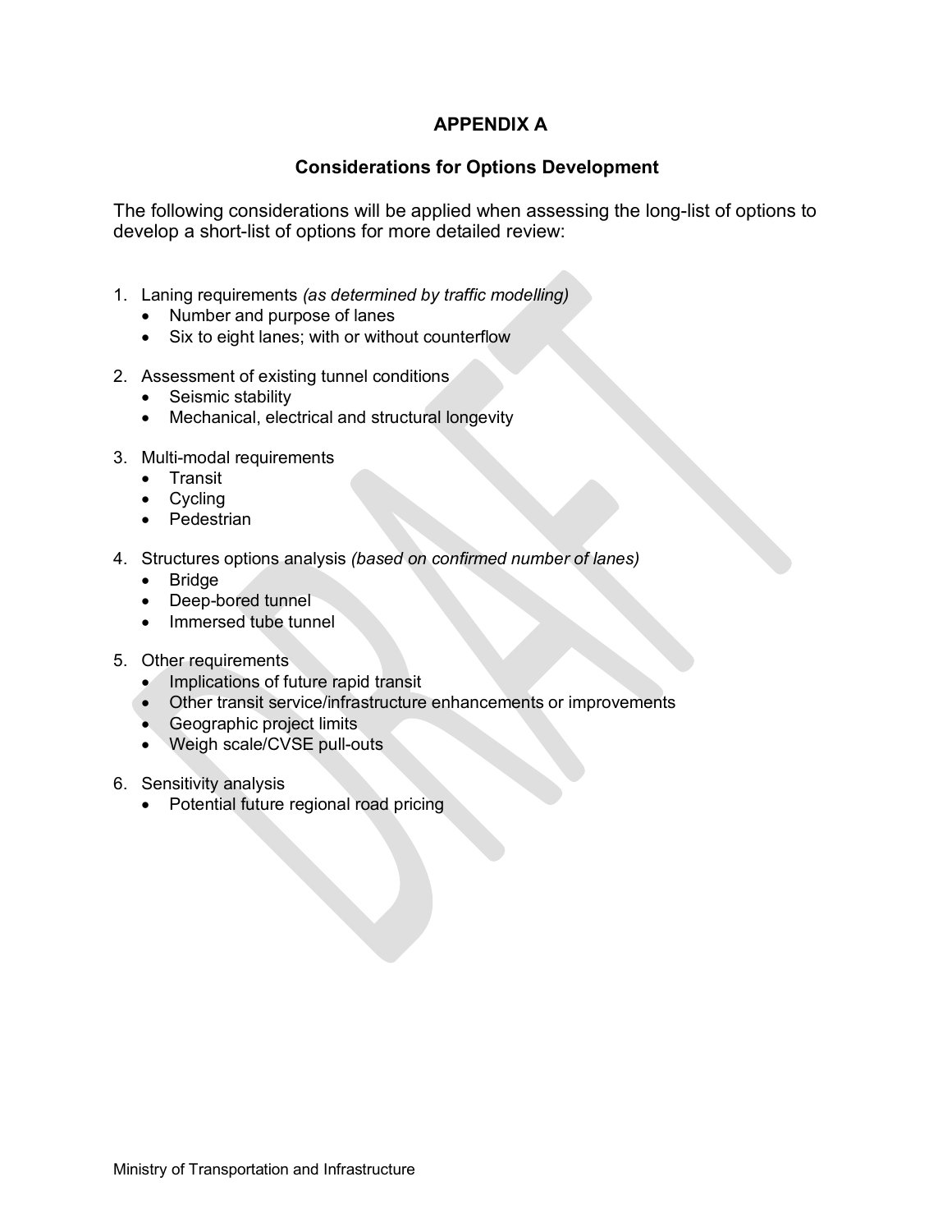# APPENDIX A

## Considerations for Options Development

The following considerations will be applied when assessing the long-list of options to develop a short-list of options for more detailed review:

1. Laning requirements *(as determined by traffic modelling)*
   - Number and purpose of lanes
   - Six to eight lanes; with or without counterflow

2. Assessment of existing tunnel conditions
   - Seismic stability
   - Mechanical, electrical and structural longevity

3. Multi-modal requirements
   - Transit
   - Cycling
   - Pedestrian

4. Structures options analysis *(based on confirmed number of lanes)*
   - Bridge
   - Deep-bored tunnel
   - Immersed tube tunnel

5. Other requirements
   - Implications of future rapid transit
   - Other transit service/infrastructure enhancements or improvements
   - Geographic project limits
   - Weigh scale/CVSE pull-outs

6. Sensitivity analysis
   - Potential future regional road pricing

Ministry of Transportation and Infrastructure